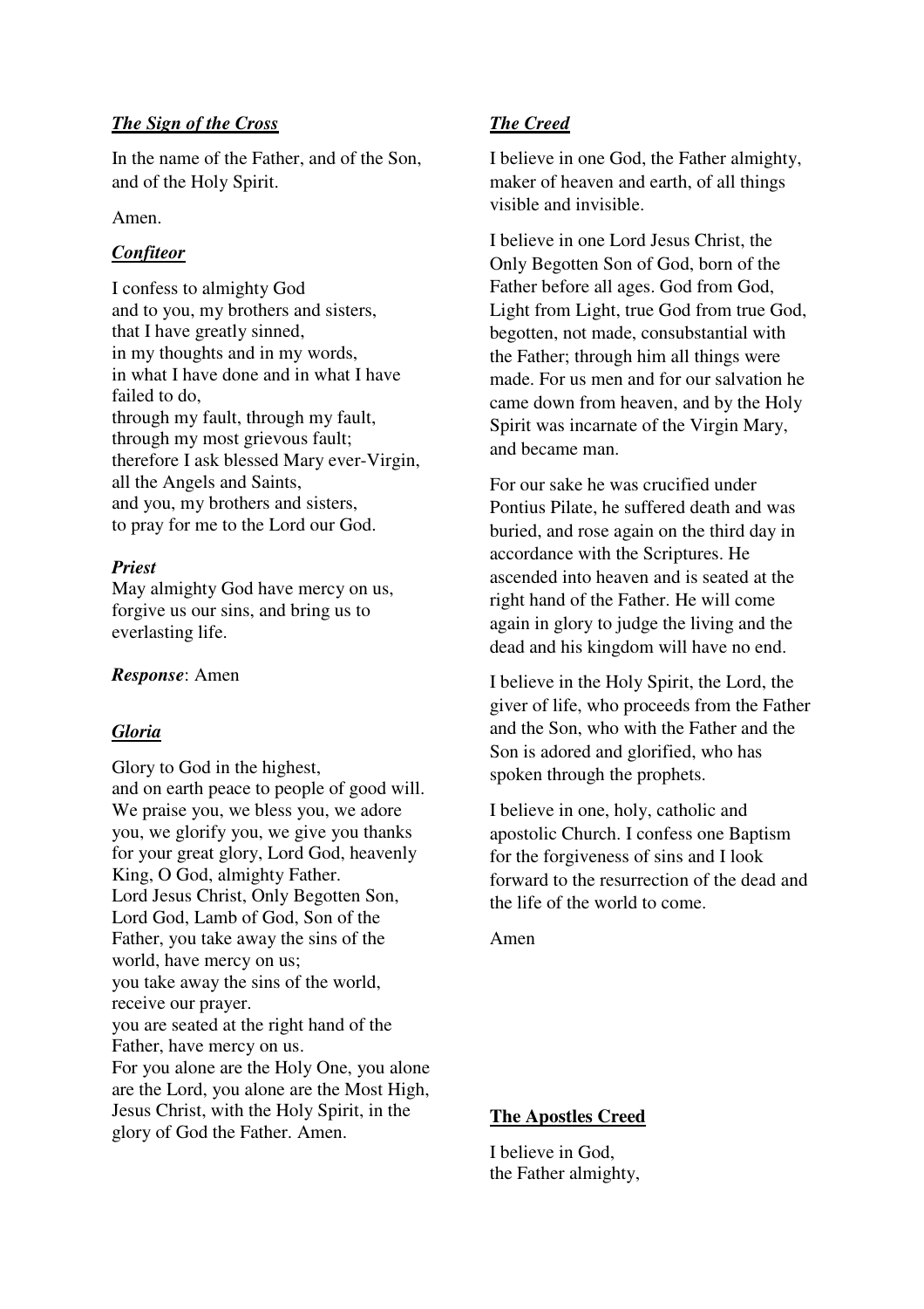***The Sign of the Cross***

In the name of the Father, and of the Son, and of the Holy Spirit.

Amen.

***Confiteor***

I confess to almighty God
and to you, my brothers and sisters,
that I have greatly sinned,
in my thoughts and in my words,
in what I have done and in what I have failed to do,
through my fault, through my fault,
through my most grievous fault;
therefore I ask blessed Mary ever-Virgin,
all the Angels and Saints,
and you, my brothers and sisters,
to pray for me to the Lord our God.

***Priest***
May almighty God have mercy on us, forgive us our sins, and bring us to everlasting life.

***Response***: Amen

***Gloria***

Glory to God in the highest,
and on earth peace to people of good will.
We praise you, we bless you, we adore you, we glorify you, we give you thanks for your great glory, Lord God, heavenly King, O God, almighty Father.
Lord Jesus Christ, Only Begotten Son, Lord God, Lamb of God, Son of the Father, you take away the sins of the world, have mercy on us;
you take away the sins of the world, receive our prayer.
you are seated at the right hand of the Father, have mercy on us.
For you alone are the Holy One, you alone are the Lord, you alone are the Most High, Jesus Christ, with the Holy Spirit, in the glory of God the Father. Amen.

***The Creed***

I believe in one God, the Father almighty, maker of heaven and earth, of all things visible and invisible.

I believe in one Lord Jesus Christ, the Only Begotten Son of God, born of the Father before all ages. God from God, Light from Light, true God from true God, begotten, not made, consubstantial with the Father; through him all things were made. For us men and for our salvation he came down from heaven, and by the Holy Spirit was incarnate of the Virgin Mary, and became man.

For our sake he was crucified under Pontius Pilate, he suffered death and was buried, and rose again on the third day in accordance with the Scriptures. He ascended into heaven and is seated at the right hand of the Father. He will come again in glory to judge the living and the dead and his kingdom will have no end.

I believe in the Holy Spirit, the Lord, the giver of life, who proceeds from the Father and the Son, who with the Father and the Son is adored and glorified, who has spoken through the prophets.

I believe in one, holy, catholic and apostolic Church. I confess one Baptism for the forgiveness of sins and I look forward to the resurrection of the dead and the life of the world to come.

Amen

**The Apostles Creed**

I believe in God,
the Father almighty,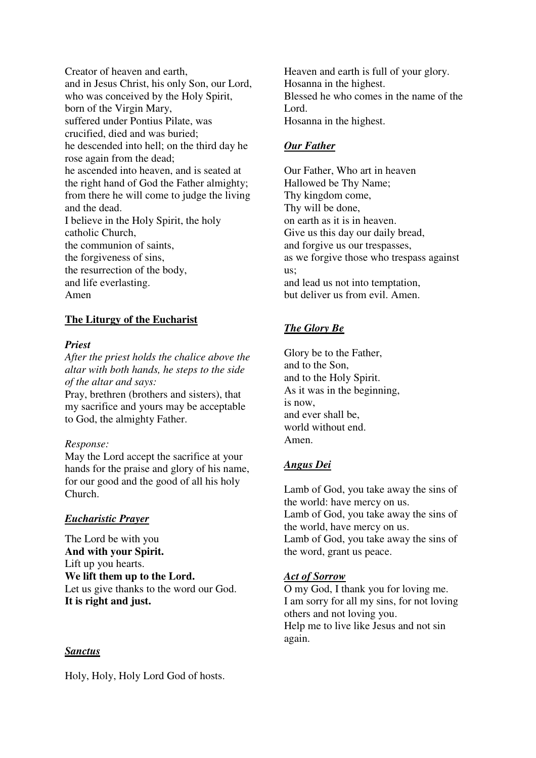Creator of heaven and earth,
and in Jesus Christ, his only Son, our Lord,
who was conceived by the Holy Spirit,
born of the Virgin Mary,
suffered under Pontius Pilate, was crucified, died and was buried;
he descended into hell; on the third day he rose again from the dead;
he ascended into heaven, and is seated at the right hand of God the Father almighty;
from there he will come to judge the living and the dead.
I believe in the Holy Spirit, the holy catholic Church,
the communion of saints,
the forgiveness of sins,
the resurrection of the body,
and life everlasting.
Amen

**The Liturgy of the Eucharist**

***Priest***

*After the priest holds the chalice above the altar with both hands, he steps to the side of the altar and says:*
Pray, brethren (brothers and sisters), that my sacrifice and yours may be acceptable to God, the almighty Father.

*Response:*
May the Lord accept the sacrifice at your hands for the praise and glory of his name, for our good and the good of all his holy Church.

***Eucharistic Prayer***

The Lord be with you
**And with your Spirit.**
Lift up you hearts.
**We lift them up to the Lord.**
Let us give thanks to the word our God.
**It is right and just.**

***Sanctus***

Holy, Holy, Holy Lord God of hosts.
Heaven and earth is full of your glory.
Hosanna in the highest.
Blessed he who comes in the name of the Lord.
Hosanna in the highest.

***Our Father***

Our Father, Who art in heaven
Hallowed be Thy Name;
Thy kingdom come,
Thy will be done,
on earth as it is in heaven.
Give us this day our daily bread,
and forgive us our trespasses,
as we forgive those who trespass against us;
and lead us not into temptation,
but deliver us from evil. Amen.

***The Glory Be***

Glory be to the Father,
and to the Son,
and to the Holy Spirit.
As it was in the beginning,
is now,
and ever shall be,
world without end.
Amen.

***Angus Dei***

Lamb of God, you take away the sins of the world: have mercy on us.
Lamb of God, you take away the sins of the world, have mercy on us.
Lamb of God, you take away the sins of the word, grant us peace.

***Act of Sorrow***

O my God, I thank you for loving me.
I am sorry for all my sins, for not loving others and not loving you.
Help me to live like Jesus and not sin again.